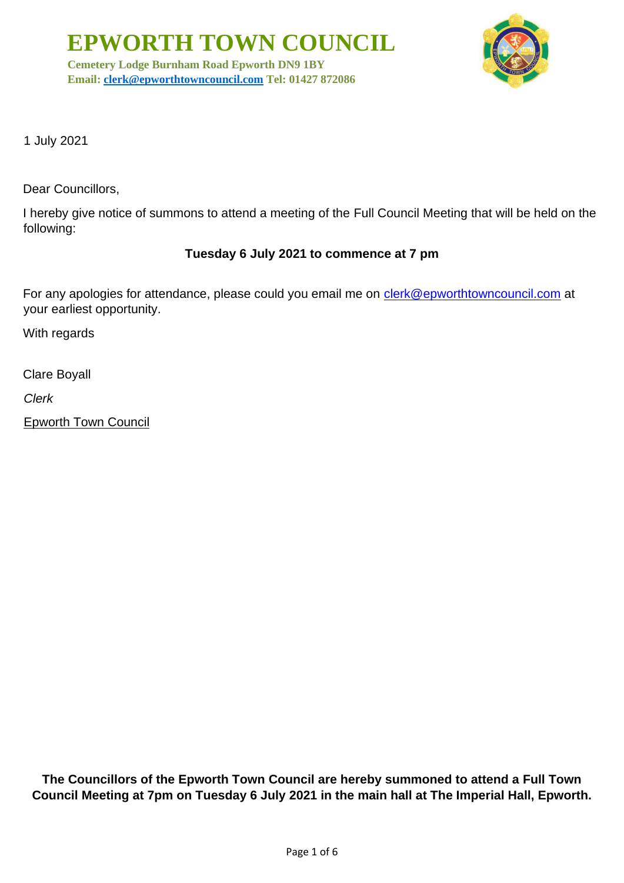# EPWORTH TOWN COUNCIL

**Cemetery Lodge Burnham Road Epworth DN9 1BY**
**Email: clerk@epworthtowncouncil.com Tel: 01427 872086**

1 July 2021

Dear Councillors,

I hereby give notice of summons to attend a meeting of the Full Council Meeting that will be held on the following:

**Tuesday 6 July 2021 to commence at 7 pm**

For any apologies for attendance, please could you email me on clerk@epworthtowncouncil.com at your earliest opportunity.

With regards

Clare Boyall

*Clerk*

Epworth Town Council

**The Councillors of the Epworth Town Council are hereby summoned to attend a Full Town Council Meeting at 7pm on Tuesday 6 July 2021 in the main hall at The Imperial Hall, Epworth.**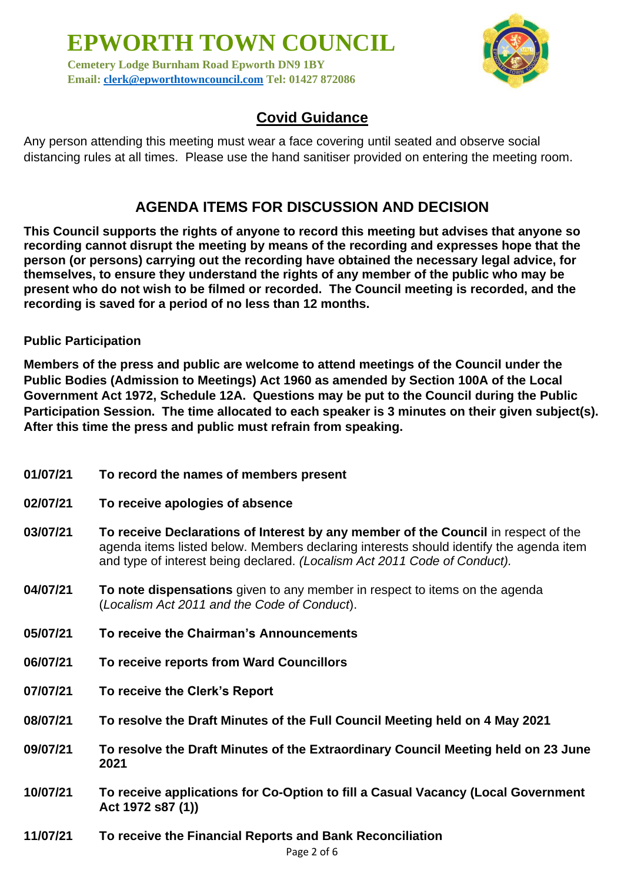# EPWORTH TOWN COUNCIL

**Cemetery Lodge Burnham Road Epworth DN9 1BY**
**Email: clerk@epworthtowncouncil.com Tel: 01427 872086**

## Covid Guidance

Any person attending this meeting must wear a face covering until seated and observe social distancing rules at all times. Please use the hand sanitiser provided on entering the meeting room.

## AGENDA ITEMS FOR DISCUSSION AND DECISION

**This Council supports the rights of anyone to record this meeting but advises that anyone so recording cannot disrupt the meeting by means of the recording and expresses hope that the person (or persons) carrying out the recording have obtained the necessary legal advice, for themselves, to ensure they understand the rights of any member of the public who may be present who do not wish to be filmed or recorded. The Council meeting is recorded, and the recording is saved for a period of no less than 12 months.**

**Public Participation**

**Members of the press and public are welcome to attend meetings of the Council under the Public Bodies (Admission to Meetings) Act 1960 as amended by Section 100A of the Local Government Act 1972, Schedule 12A. Questions may be put to the Council during the Public Participation Session. The time allocated to each speaker is 3 minutes on their given subject(s). After this time the press and public must refrain from speaking.**

**01/07/21** **To record the names of members present**

**02/07/21** **To receive apologies of absence**

**03/07/21** **To receive Declarations of Interest by any member of the Council** in respect of the agenda items listed below. Members declaring interests should identify the agenda item and type of interest being declared. *(Localism Act 2011 Code of Conduct).*

**04/07/21** **To note dispensations** given to any member in respect to items on the agenda (*Localism Act 2011 and the Code of Conduct*).

**05/07/21** **To receive the Chairman's Announcements**

**06/07/21** **To receive reports from Ward Councillors**

**07/07/21** **To receive the Clerk's Report**

**08/07/21** **To resolve the Draft Minutes of the Full Council Meeting held on 4 May 2021**

**09/07/21** **To resolve the Draft Minutes of the Extraordinary Council Meeting held on 23 June 2021**

**10/07/21** **To receive applications for Co-Option to fill a Casual Vacancy (Local Government Act 1972 s87 (1))**

**11/07/21** **To receive the Financial Reports and Bank Reconciliation**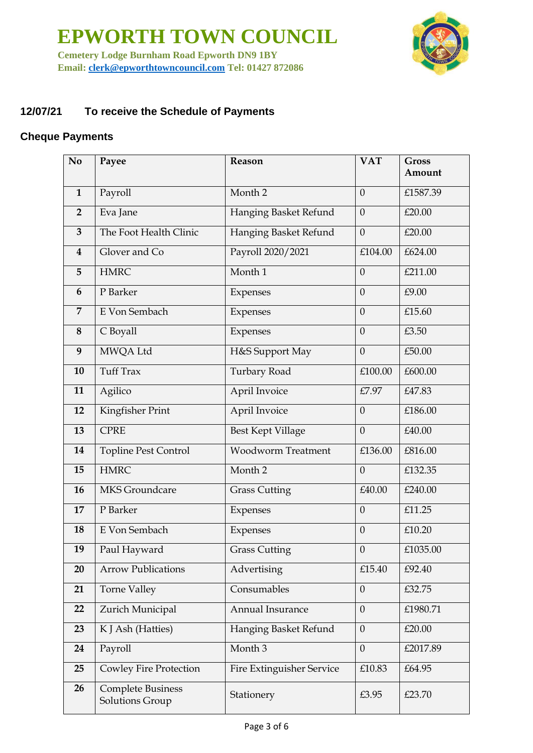# EPWORTH TOWN COUNCIL

**Cemetery Lodge Burnham Road Epworth DN9 1BY**
**Email: clerk@epworthtowncouncil.com Tel: 01427 872086**

## 12/07/21 To receive the Schedule of Payments

### Cheque Payments

| No | Payee | Reason | VAT | Gross Amount |
|---|---|---|---|---|
| 1 | Payroll | Month 2 | 0 | £1587.39 |
| 2 | Eva Jane | Hanging Basket Refund | 0 | £20.00 |
| 3 | The Foot Health Clinic | Hanging Basket Refund | 0 | £20.00 |
| 4 | Glover and Co | Payroll 2020/2021 | £104.00 | £624.00 |
| 5 | HMRC | Month 1 | 0 | £211.00 |
| 6 | P Barker | Expenses | 0 | £9.00 |
| 7 | E Von Sembach | Expenses | 0 | £15.60 |
| 8 | C Boyall | Expenses | 0 | £3.50 |
| 9 | MWQA Ltd | H&S Support May | 0 | £50.00 |
| 10 | Tuff Trax | Turbary Road | £100.00 | £600.00 |
| 11 | Agilico | April Invoice | £7.97 | £47.83 |
| 12 | Kingfisher Print | April Invoice | 0 | £186.00 |
| 13 | CPRE | Best Kept Village | 0 | £40.00 |
| 14 | Topline Pest Control | Woodworm Treatment | £136.00 | £816.00 |
| 15 | HMRC | Month 2 | 0 | £132.35 |
| 16 | MKS Groundcare | Grass Cutting | £40.00 | £240.00 |
| 17 | P Barker | Expenses | 0 | £11.25 |
| 18 | E Von Sembach | Expenses | 0 | £10.20 |
| 19 | Paul Hayward | Grass Cutting | 0 | £1035.00 |
| 20 | Arrow Publications | Advertising | £15.40 | £92.40 |
| 21 | Torne Valley | Consumables | 0 | £32.75 |
| 22 | Zurich Municipal | Annual Insurance | 0 | £1980.71 |
| 23 | K J Ash (Hatties) | Hanging Basket Refund | 0 | £20.00 |
| 24 | Payroll | Month 3 | 0 | £2017.89 |
| 25 | Cowley Fire Protection | Fire Extinguisher Service | £10.83 | £64.95 |
| 26 | Complete Business Solutions Group | Stationery | £3.95 | £23.70 |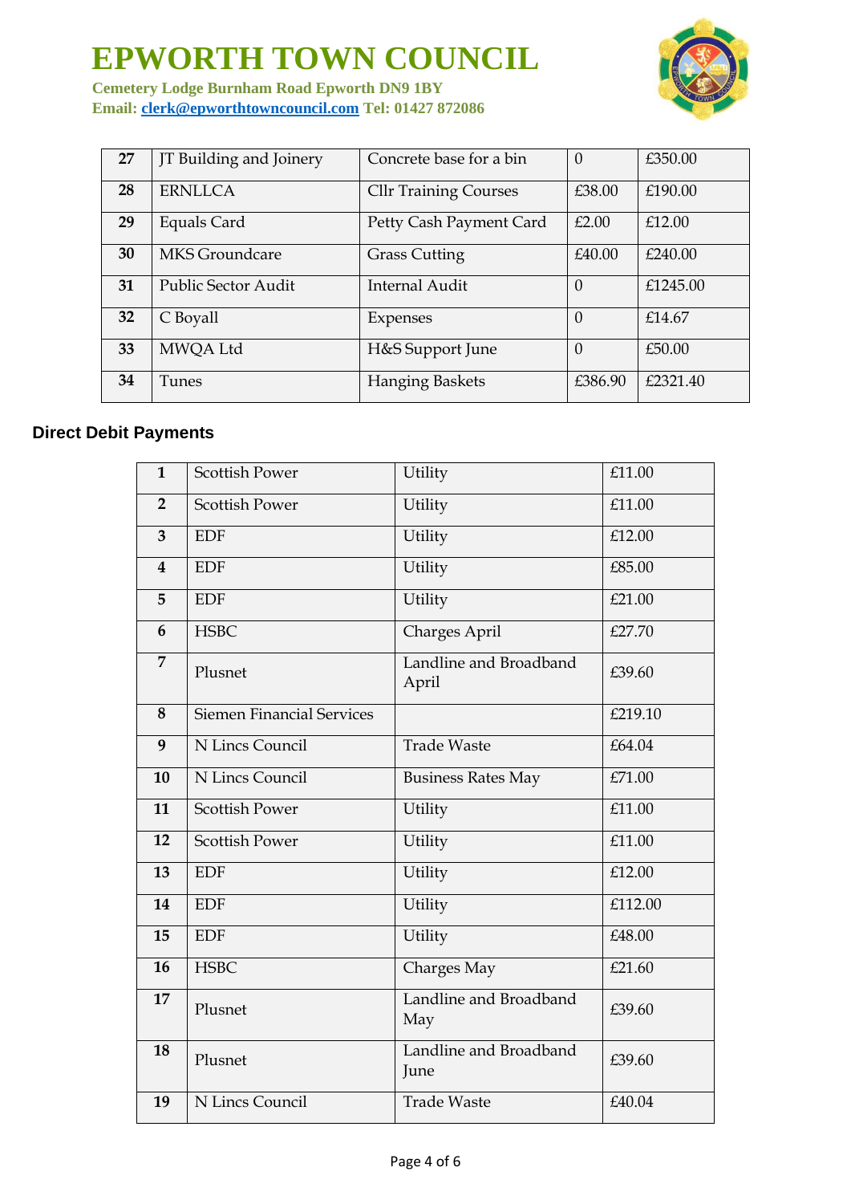| 27 | JT Building and Joinery | Concrete base for a bin | 0 | £350.00 |
|---|---|---|---|---|
| 28 | ERNLLCA | Cllr Training Courses | £38.00 | £190.00 |
| 29 | Equals Card | Petty Cash Payment Card | £2.00 | £12.00 |
| 30 | MKS Groundcare | Grass Cutting | £40.00 | £240.00 |
| 31 | Public Sector Audit | Internal Audit | 0 | £1245.00 |
| 32 | C Boyall | Expenses | 0 | £14.67 |
| 33 | MWQA Ltd | H&S Support June | 0 | £50.00 |
| 34 | Tunes | Hanging Baskets | £386.90 | £2321.40 |

### Direct Debit Payments

| 1 | Scottish Power | Utility | £11.00 |
|---|---|---|---|
| 2 | Scottish Power | Utility | £11.00 |
| 3 | EDF | Utility | £12.00 |
| 4 | EDF | Utility | £85.00 |
| 5 | EDF | Utility | £21.00 |
| 6 | HSBC | Charges April | £27.70 |
| 7 | Plusnet | Landline and Broadband April | £39.60 |
| 8 | Siemen Financial Services | | £219.10 |
| 9 | N Lincs Council | Trade Waste | £64.04 |
| 10 | N Lincs Council | Business Rates May | £71.00 |
| 11 | Scottish Power | Utility | £11.00 |
| 12 | Scottish Power | Utility | £11.00 |
| 13 | EDF | Utility | £12.00 |
| 14 | EDF | Utility | £112.00 |
| 15 | EDF | Utility | £48.00 |
| 16 | HSBC | Charges May | £21.60 |
| 17 | Plusnet | Landline and Broadband May | £39.60 |
| 18 | Plusnet | Landline and Broadband June | £39.60 |
| 19 | N Lincs Council | Trade Waste | £40.04 |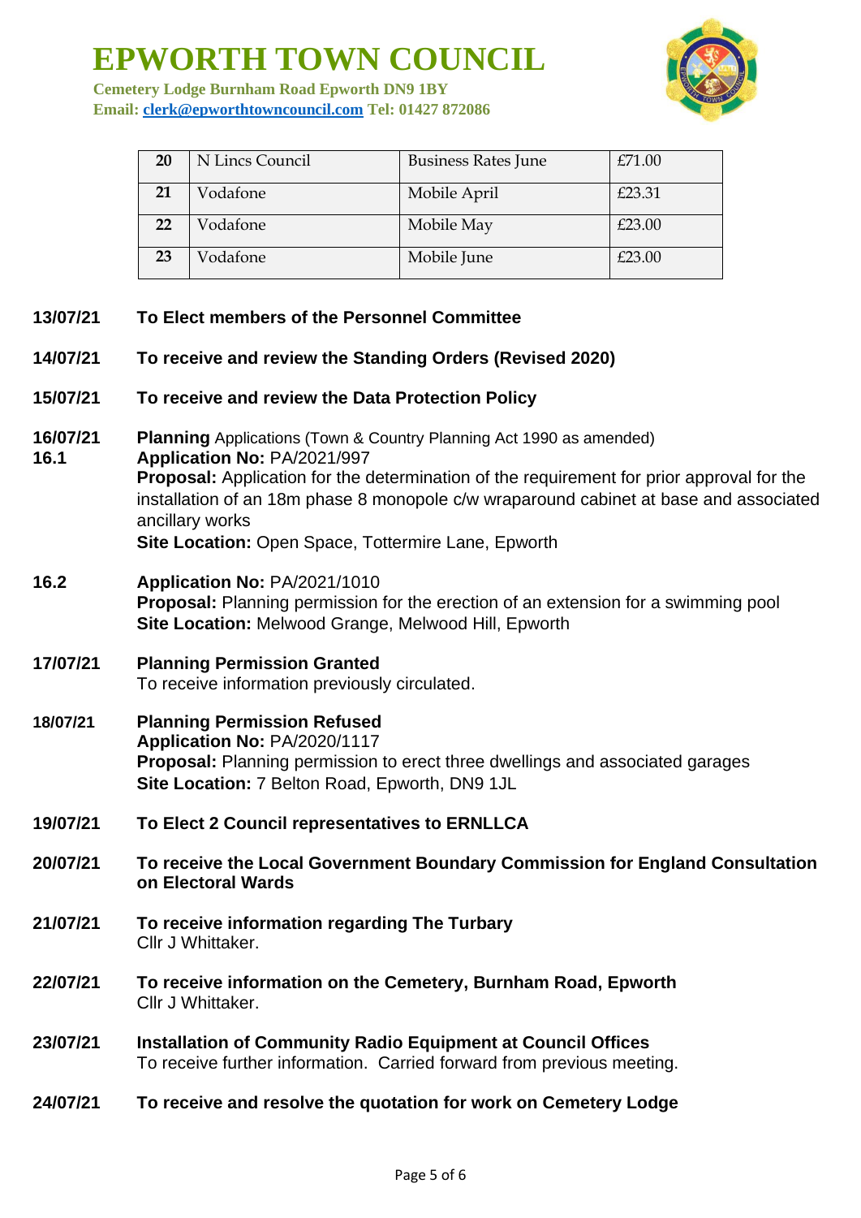# EPWORTH TOWN COUNCIL

**Cemetery Lodge Burnham Road Epworth DN9 1BY**
**Email: clerk@epworthtowncouncil.com Tel: 01427 872086**

| | | | |
|---|---|---|---|
| **20** | N Lincs Council | Business Rates June | £71.00 |
| **21** | Vodafone | Mobile April | £23.31 |
| **22** | Vodafone | Mobile May | £23.00 |
| **23** | Vodafone | Mobile June | £23.00 |

**13/07/21** **To Elect members of the Personnel Committee**

**14/07/21** **To receive and review the Standing Orders (Revised 2020)**

**15/07/21** **To receive and review the Data Protection Policy**

**16/07/21** **Planning** Applications (Town & Country Planning Act 1990 as amended)

**16.1** **Application No:** PA/2021/997
**Proposal:** Application for the determination of the requirement for prior approval for the installation of an 18m phase 8 monopole c/w wraparound cabinet at base and associated ancillary works
**Site Location:** Open Space, Tottermire Lane, Epworth

**16.2** **Application No:** PA/2021/1010
**Proposal:** Planning permission for the erection of an extension for a swimming pool
**Site Location:** Melwood Grange, Melwood Hill, Epworth

**17/07/21** **Planning Permission Granted**
To receive information previously circulated.

**18/07/21** **Planning Permission Refused**
**Application No:** PA/2020/1117
**Proposal:** Planning permission to erect three dwellings and associated garages
**Site Location:** 7 Belton Road, Epworth, DN9 1JL

**19/07/21** **To Elect 2 Council representatives to ERNLLCA**

**20/07/21** **To receive the Local Government Boundary Commission for England Consultation on Electoral Wards**

**21/07/21** **To receive information regarding The Turbary**
Cllr J Whittaker.

**22/07/21** **To receive information on the Cemetery, Burnham Road, Epworth**
Cllr J Whittaker.

**23/07/21** **Installation of Community Radio Equipment at Council Offices**
To receive further information. Carried forward from previous meeting.

**24/07/21** **To receive and resolve the quotation for work on Cemetery Lodge**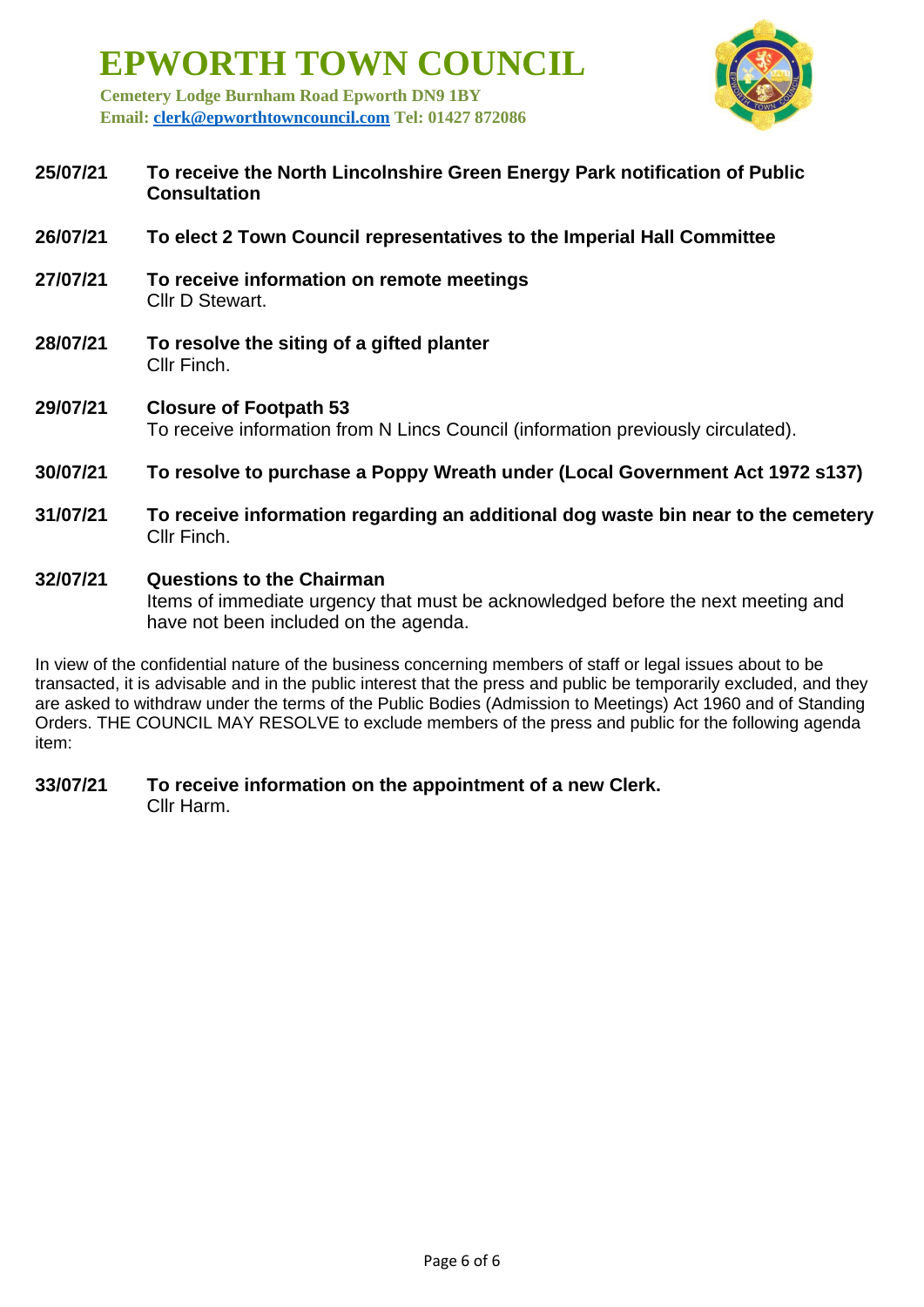# EPWORTH TOWN COUNCIL

**Cemetery Lodge Burnham Road Epworth DN9 1BY**
**Email: clerk@epworthtowncouncil.com Tel: 01427 872086**

**25/07/21 To receive the North Lincolnshire Green Energy Park notification of Public Consultation**

**26/07/21 To elect 2 Town Council representatives to the Imperial Hall Committee**

**27/07/21 To receive information on remote meetings**
Cllr D Stewart.

**28/07/21 To resolve the siting of a gifted planter**
Cllr Finch.

**29/07/21 Closure of Footpath 53**
To receive information from N Lincs Council (information previously circulated).

**30/07/21 To resolve to purchase a Poppy Wreath under (Local Government Act 1972 s137)**

**31/07/21 To receive information regarding an additional dog waste bin near to the cemetery**
Cllr Finch.

**32/07/21 Questions to the Chairman**
Items of immediate urgency that must be acknowledged before the next meeting and have not been included on the agenda.

In view of the confidential nature of the business concerning members of staff or legal issues about to be transacted, it is advisable and in the public interest that the press and public be temporarily excluded, and they are asked to withdraw under the terms of the Public Bodies (Admission to Meetings) Act 1960 and of Standing Orders. THE COUNCIL MAY RESOLVE to exclude members of the press and public for the following agenda item:

**33/07/21 To receive information on the appointment of a new Clerk.**
Cllr Harm.